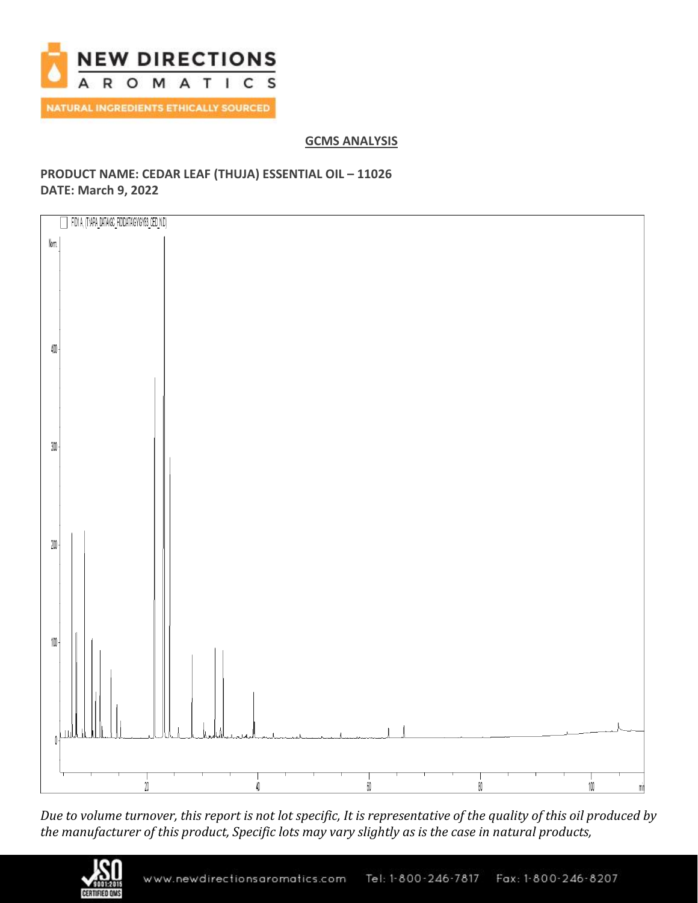## GCMS ANALYSIS

**PRODUCT NAME: CEDAR LEAF (THUJA) ESSENTIAL OIL – 11026**
**DATE: March 9, 2022**

*Due to volume turnover, this report is not lot specific, It is representative of the quality of this oil produced by the manufacturer of this product, Specific lots may vary slightly as is the case in natural products,*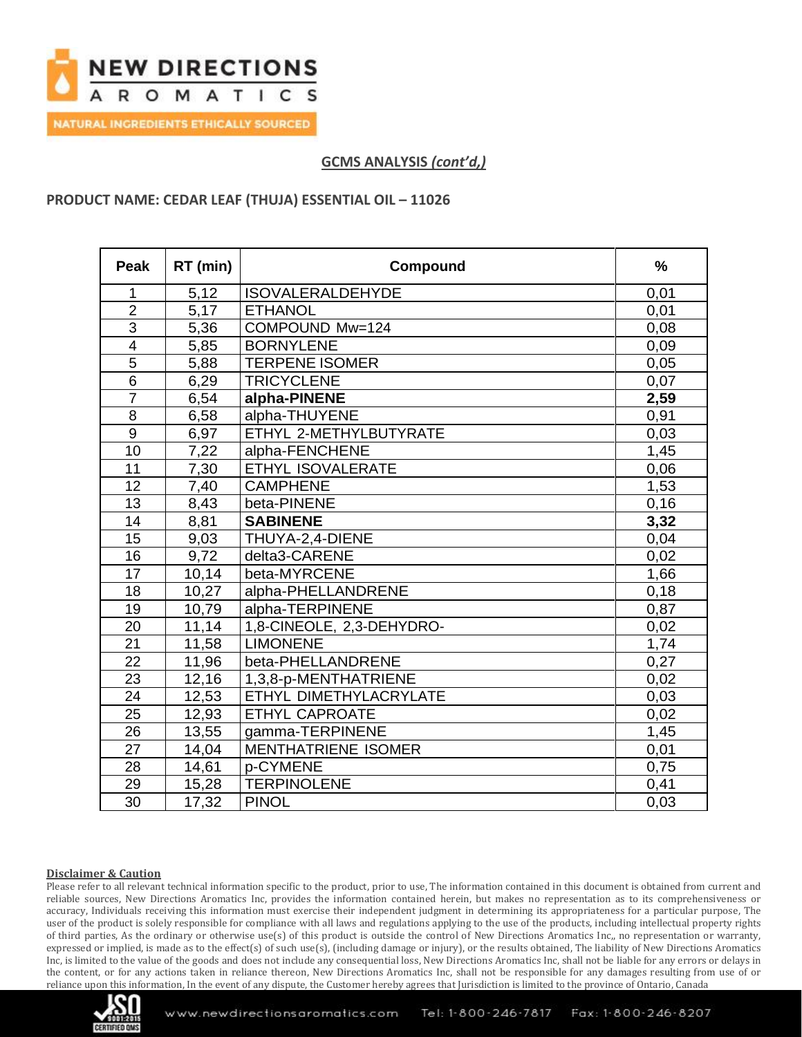## GCMS ANALYSIS *(cont'd,)*

**PRODUCT NAME: CEDAR LEAF (THUJA) ESSENTIAL OIL – 11026**

| Peak | RT (min) | Compound | % |
|---|---|---|---|
| 1 | 5,12 | ISOVALERALDEHYDE | 0,01 |
| 2 | 5,17 | ETHANOL | 0,01 |
| 3 | 5,36 | COMPOUND Mw=124 | 0,08 |
| 4 | 5,85 | BORNYLENE | 0,09 |
| 5 | 5,88 | TERPENE ISOMER | 0,05 |
| 6 | 6,29 | TRICYCLENE | 0,07 |
| 7 | 6,54 | **alpha-PINENE** | **2,59** |
| 8 | 6,58 | alpha-THUYENE | 0,91 |
| 9 | 6,97 | ETHYL 2-METHYLBUTYRATE | 0,03 |
| 10 | 7,22 | alpha-FENCHENE | 1,45 |
| 11 | 7,30 | ETHYL ISOVALERATE | 0,06 |
| 12 | 7,40 | CAMPHENE | 1,53 |
| 13 | 8,43 | beta-PINENE | 0,16 |
| 14 | 8,81 | **SABINENE** | **3,32** |
| 15 | 9,03 | THUYA-2,4-DIENE | 0,04 |
| 16 | 9,72 | delta3-CARENE | 0,02 |
| 17 | 10,14 | beta-MYRCENE | 1,66 |
| 18 | 10,27 | alpha-PHELLANDRENE | 0,18 |
| 19 | 10,79 | alpha-TERPINENE | 0,87 |
| 20 | 11,14 | 1,8-CINEOLE, 2,3-DEHYDRO- | 0,02 |
| 21 | 11,58 | LIMONENE | 1,74 |
| 22 | 11,96 | beta-PHELLANDRENE | 0,27 |
| 23 | 12,16 | 1,3,8-p-MENTHATRIENE | 0,02 |
| 24 | 12,53 | ETHYL DIMETHYLACRYLATE | 0,03 |
| 25 | 12,93 | ETHYL CAPROATE | 0,02 |
| 26 | 13,55 | gamma-TERPINENE | 1,45 |
| 27 | 14,04 | MENTHATRIENE ISOMER | 0,01 |
| 28 | 14,61 | p-CYMENE | 0,75 |
| 29 | 15,28 | TERPINOLENE | 0,41 |
| 30 | 17,32 | PINOL | 0,03 |

**Disclaimer & Caution**

Please refer to all relevant technical information specific to the product, prior to use, The information contained in this document is obtained from current and reliable sources, New Directions Aromatics Inc, provides the information contained herein, but makes no representation as to its comprehensiveness or accuracy, Individuals receiving this information must exercise their independent judgment in determining its appropriateness for a particular purpose, The user of the product is solely responsible for compliance with all laws and regulations applying to the use of the products, including intellectual property rights of third parties, As the ordinary or otherwise use(s) of this product is outside the control of New Directions Aromatics Inc,, no representation or warranty, expressed or implied, is made as to the effect(s) of such use(s), (including damage or injury), or the results obtained, The liability of New Directions Aromatics Inc, is limited to the value of the goods and does not include any consequential loss, New Directions Aromatics Inc, shall not be liable for any errors or delays in the content, or for any actions taken in reliance thereon, New Directions Aromatics Inc, shall not be responsible for any damages resulting from use of or reliance upon this information, In the event of any dispute, the Customer hereby agrees that Jurisdiction is limited to the province of Ontario, Canada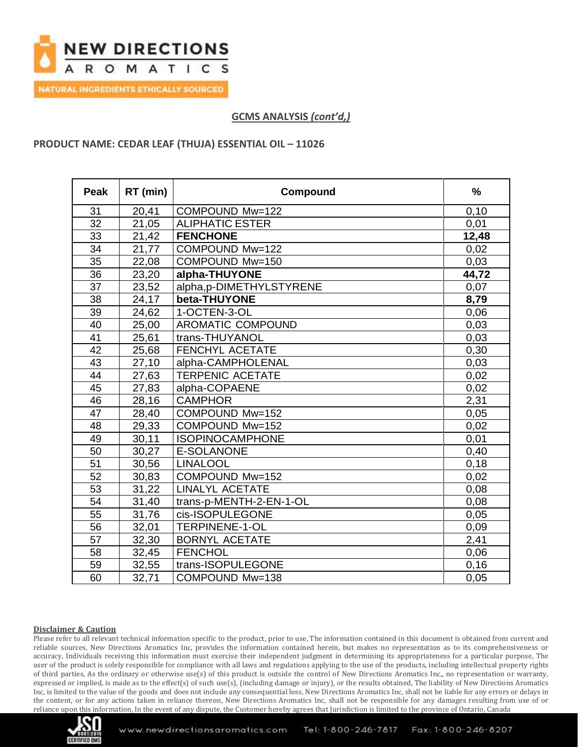## GCMS ANALYSIS *(cont'd,)*

### PRODUCT NAME: CEDAR LEAF (THUJA) ESSENTIAL OIL – 11026

| Peak | RT (min) | Compound | % |
|---|---|---|---|
| 31 | 20,41 | COMPOUND Mw=122 | 0,10 |
| 32 | 21,05 | ALIPHATIC ESTER | 0,01 |
| 33 | 21,42 | **FENCHONE** | **12,48** |
| 34 | 21,77 | COMPOUND Mw=122 | 0,02 |
| 35 | 22,08 | COMPOUND Mw=150 | 0,03 |
| 36 | 23,20 | **alpha-THUYONE** | **44,72** |
| 37 | 23,52 | alpha,p-DIMETHYLSTYRENE | 0,07 |
| 38 | 24,17 | **beta-THUYONE** | **8,79** |
| 39 | 24,62 | 1-OCTEN-3-OL | 0,06 |
| 40 | 25,00 | AROMATIC COMPOUND | 0,03 |
| 41 | 25,61 | trans-THUYANOL | 0,03 |
| 42 | 25,68 | FENCHYL ACETATE | 0,30 |
| 43 | 27,10 | alpha-CAMPHOLENAL | 0,03 |
| 44 | 27,63 | TERPENIC ACETATE | 0,02 |
| 45 | 27,83 | alpha-COPAENE | 0,02 |
| 46 | 28,16 | CAMPHOR | 2,31 |
| 47 | 28,40 | COMPOUND Mw=152 | 0,05 |
| 48 | 29,33 | COMPOUND Mw=152 | 0,02 |
| 49 | 30,11 | ISOPINOCAMPHONE | 0,01 |
| 50 | 30,27 | E-SOLANONE | 0,40 |
| 51 | 30,56 | LINALOOL | 0,18 |
| 52 | 30,83 | COMPOUND Mw=152 | 0,02 |
| 53 | 31,22 | LINALYL ACETATE | 0,08 |
| 54 | 31,40 | trans-p-MENTH-2-EN-1-OL | 0,08 |
| 55 | 31,76 | cis-ISOPULEGONE | 0,05 |
| 56 | 32,01 | TERPINENE-1-OL | 0,09 |
| 57 | 32,30 | BORNYL ACETATE | 2,41 |
| 58 | 32,45 | FENCHOL | 0,06 |
| 59 | 32,55 | trans-ISOPULEGONE | 0,16 |
| 60 | 32,71 | COMPOUND Mw=138 | 0,05 |

**Disclaimer & Caution**

Please refer to all relevant technical information specific to the product, prior to use, The information contained in this document is obtained from current and reliable sources, New Directions Aromatics Inc, provides the information contained herein, but makes no representation as to its comprehensiveness or accuracy, Individuals receiving this information must exercise their independent judgment in determining its appropriateness for a particular purpose, The user of the product is solely responsible for compliance with all laws and regulations applying to the use of the products, including intellectual property rights of third parties, As the ordinary or otherwise use(s) of this product is outside the control of New Directions Aromatics Inc,, no representation or warranty, expressed or implied, is made as to the effect(s) of such use(s), (including damage or injury), or the results obtained, The liability of New Directions Aromatics Inc, is limited to the value of the goods and does not include any consequential loss, New Directions Aromatics Inc, shall not be liable for any errors or delays in the content, or for any actions taken in reliance thereon, New Directions Aromatics Inc, shall not be responsible for any damages resulting from use of or reliance upon this information, In the event of any dispute, the Customer hereby agrees that Jurisdiction is limited to the province of Ontario, Canada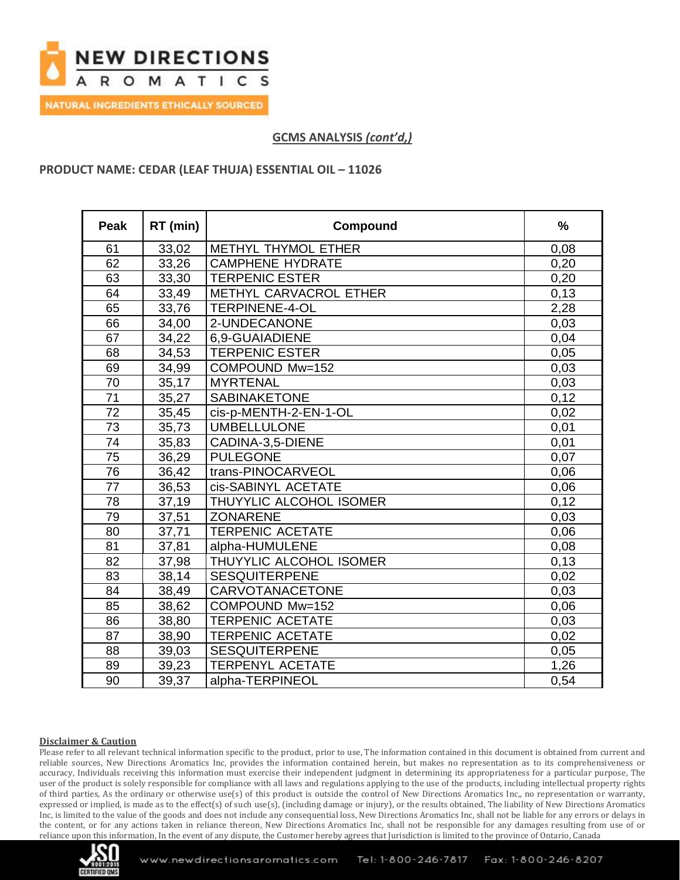## GCMS ANALYSIS *(cont'd,)*

### PRODUCT NAME: CEDAR (LEAF THUJA) ESSENTIAL OIL – 11026

| Peak | RT (min) | Compound | % |
|---|---|---|---|
| 61 | 33,02 | METHYL THYMOL ETHER | 0,08 |
| 62 | 33,26 | CAMPHENE HYDRATE | 0,20 |
| 63 | 33,30 | TERPENIC ESTER | 0,20 |
| 64 | 33,49 | METHYL CARVACROL ETHER | 0,13 |
| 65 | 33,76 | TERPINENE-4-OL | 2,28 |
| 66 | 34,00 | 2-UNDECANONE | 0,03 |
| 67 | 34,22 | 6,9-GUAIADIENE | 0,04 |
| 68 | 34,53 | TERPENIC ESTER | 0,05 |
| 69 | 34,99 | COMPOUND Mw=152 | 0,03 |
| 70 | 35,17 | MYRTENAL | 0,03 |
| 71 | 35,27 | SABINAKETONE | 0,12 |
| 72 | 35,45 | cis-p-MENTH-2-EN-1-OL | 0,02 |
| 73 | 35,73 | UMBELLULONE | 0,01 |
| 74 | 35,83 | CADINA-3,5-DIENE | 0,01 |
| 75 | 36,29 | PULEGONE | 0,07 |
| 76 | 36,42 | trans-PINOCARVEOL | 0,06 |
| 77 | 36,53 | cis-SABINYL ACETATE | 0,06 |
| 78 | 37,19 | THUYYLIC ALCOHOL ISOMER | 0,12 |
| 79 | 37,51 | ZONARENE | 0,03 |
| 80 | 37,71 | TERPENIC ACETATE | 0,06 |
| 81 | 37,81 | alpha-HUMULENE | 0,08 |
| 82 | 37,98 | THUYYLIC ALCOHOL ISOMER | 0,13 |
| 83 | 38,14 | SESQUITERPENE | 0,02 |
| 84 | 38,49 | CARVOTANACETONE | 0,03 |
| 85 | 38,62 | COMPOUND Mw=152 | 0,06 |
| 86 | 38,80 | TERPENIC ACETATE | 0,03 |
| 87 | 38,90 | TERPENIC ACETATE | 0,02 |
| 88 | 39,03 | SESQUITERPENE | 0,05 |
| 89 | 39,23 | TERPENYL ACETATE | 1,26 |
| 90 | 39,37 | alpha-TERPINEOL | 0,54 |

**Disclaimer & Caution**

Please refer to all relevant technical information specific to the product, prior to use, The information contained in this document is obtained from current and reliable sources, New Directions Aromatics Inc, provides the information contained herein, but makes no representation as to its comprehensiveness or accuracy, Individuals receiving this information must exercise their independent judgment in determining its appropriateness for a particular purpose, The user of the product is solely responsible for compliance with all laws and regulations applying to the use of the products, including intellectual property rights of third parties, As the ordinary or otherwise use(s) of this product is outside the control of New Directions Aromatics Inc,, no representation or warranty, expressed or implied, is made as to the effect(s) of such use(s), (including damage or injury), or the results obtained, The liability of New Directions Aromatics Inc, is limited to the value of the goods and does not include any consequential loss, New Directions Aromatics Inc, shall not be liable for any errors or delays in the content, or for any actions taken in reliance thereon, New Directions Aromatics Inc, shall not be responsible for any damages resulting from use of or reliance upon this information, In the event of any dispute, the Customer hereby agrees that Jurisdiction is limited to the province of Ontario, Canada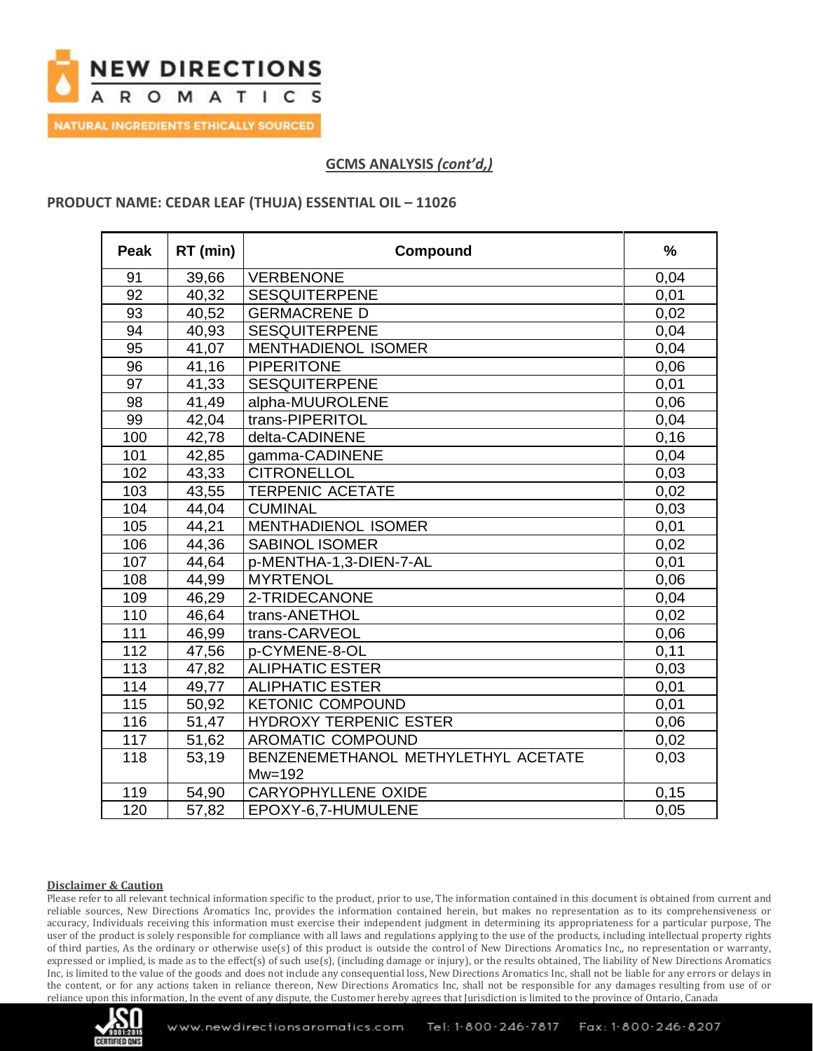## GCMS ANALYSIS *(cont'd,)*

### PRODUCT NAME: CEDAR LEAF (THUJA) ESSENTIAL OIL – 11026

| Peak | RT (min) | Compound | % |
|---|---|---|---|
| 91 | 39,66 | VERBENONE | 0,04 |
| 92 | 40,32 | SESQUITERPENE | 0,01 |
| 93 | 40,52 | GERMACRENE D | 0,02 |
| 94 | 40,93 | SESQUITERPENE | 0,04 |
| 95 | 41,07 | MENTHADIENOL ISOMER | 0,04 |
| 96 | 41,16 | PIPERITONE | 0,06 |
| 97 | 41,33 | SESQUITERPENE | 0,01 |
| 98 | 41,49 | alpha-MUUROLENE | 0,06 |
| 99 | 42,04 | trans-PIPERITOL | 0,04 |
| 100 | 42,78 | delta-CADINENE | 0,16 |
| 101 | 42,85 | gamma-CADINENE | 0,04 |
| 102 | 43,33 | CITRONELLOL | 0,03 |
| 103 | 43,55 | TERPENIC ACETATE | 0,02 |
| 104 | 44,04 | CUMINAL | 0,03 |
| 105 | 44,21 | MENTHADIENOL ISOMER | 0,01 |
| 106 | 44,36 | SABINOL ISOMER | 0,02 |
| 107 | 44,64 | p-MENTHA-1,3-DIEN-7-AL | 0,01 |
| 108 | 44,99 | MYRTENOL | 0,06 |
| 109 | 46,29 | 2-TRIDECANONE | 0,04 |
| 110 | 46,64 | trans-ANETHOL | 0,02 |
| 111 | 46,99 | trans-CARVEOL | 0,06 |
| 112 | 47,56 | p-CYMENE-8-OL | 0,11 |
| 113 | 47,82 | ALIPHATIC ESTER | 0,03 |
| 114 | 49,77 | ALIPHATIC ESTER | 0,01 |
| 115 | 50,92 | KETONIC COMPOUND | 0,01 |
| 116 | 51,47 | HYDROXY TERPENIC ESTER | 0,06 |
| 117 | 51,62 | AROMATIC COMPOUND | 0,02 |
| 118 | 53,19 | BENZENEMETHANOL METHYLETHYL ACETATE Mw=192 | 0,03 |
| 119 | 54,90 | CARYOPHYLLENE OXIDE | 0,15 |
| 120 | 57,82 | EPOXY-6,7-HUMULENE | 0,05 |

**Disclaimer & Caution**

Please refer to all relevant technical information specific to the product, prior to use, The information contained in this document is obtained from current and reliable sources, New Directions Aromatics Inc, provides the information contained herein, but makes no representation as to its comprehensiveness or accuracy, Individuals receiving this information must exercise their independent judgment in determining its appropriateness for a particular purpose, The user of the product is solely responsible for compliance with all laws and regulations applying to the use of the products, including intellectual property rights of third parties, As the ordinary or otherwise use(s) of this product is outside the control of New Directions Aromatics Inc,, no representation or warranty, expressed or implied, is made as to the effect(s) of such use(s), (including damage or injury), or the results obtained, The liability of New Directions Aromatics Inc, is limited to the value of the goods and does not include any consequential loss, New Directions Aromatics Inc, shall not be liable for any errors or delays in the content, or for any actions taken in reliance thereon, New Directions Aromatics Inc, shall not be responsible for any damages resulting from use of or reliance upon this information, In the event of any dispute, the Customer hereby agrees that Jurisdiction is limited to the province of Ontario, Canada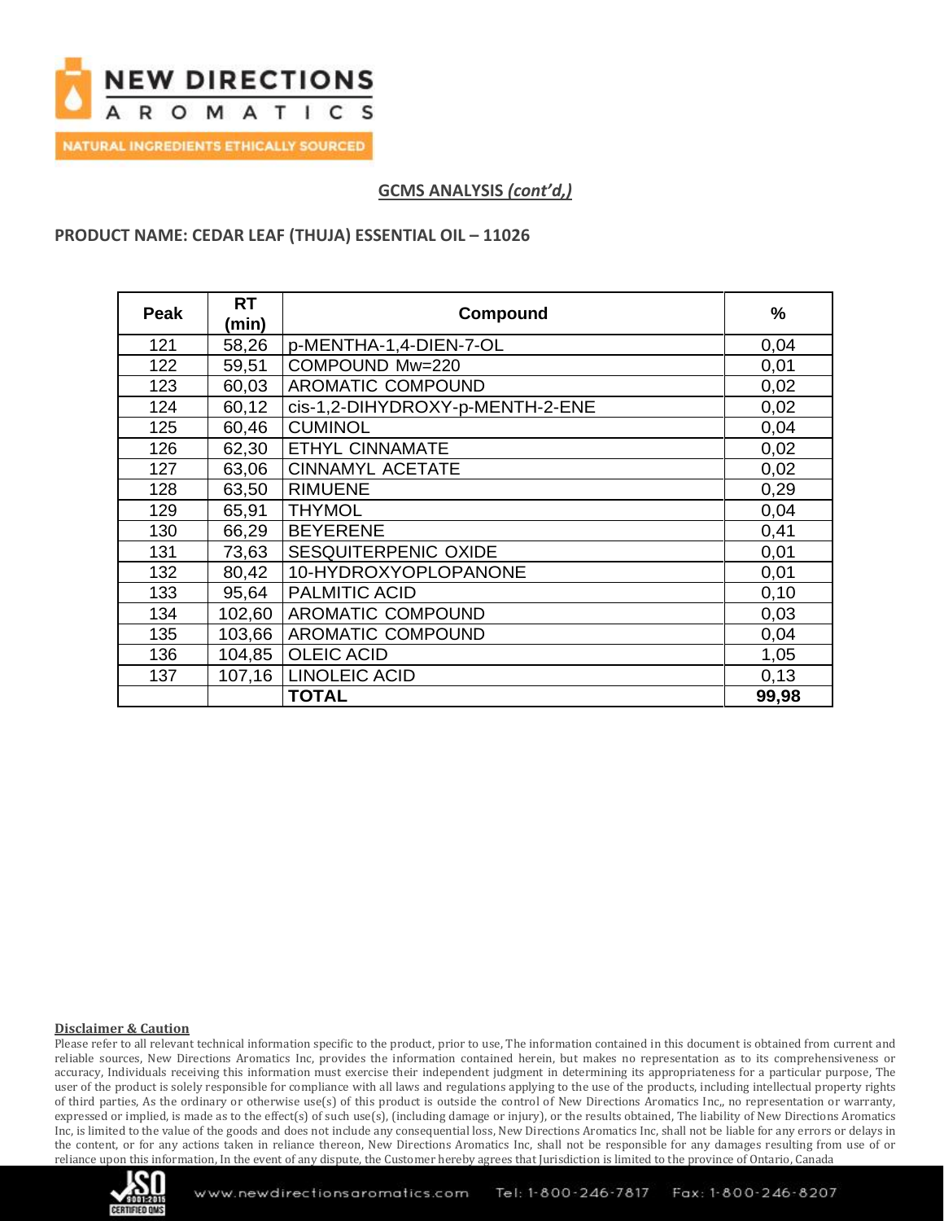## GCMS ANALYSIS *(cont'd,)*

**PRODUCT NAME: CEDAR LEAF (THUJA) ESSENTIAL OIL – 11026**

| Peak | RT (min) | Compound | % |
|---|---|---|---|
| 121 | 58,26 | p-MENTHA-1,4-DIEN-7-OL | 0,04 |
| 122 | 59,51 | COMPOUND Mw=220 | 0,01 |
| 123 | 60,03 | AROMATIC COMPOUND | 0,02 |
| 124 | 60,12 | cis-1,2-DIHYDROXY-p-MENTH-2-ENE | 0,02 |
| 125 | 60,46 | CUMINOL | 0,04 |
| 126 | 62,30 | ETHYL CINNAMATE | 0,02 |
| 127 | 63,06 | CINNAMYL ACETATE | 0,02 |
| 128 | 63,50 | RIMUENE | 0,29 |
| 129 | 65,91 | THYMOL | 0,04 |
| 130 | 66,29 | BEYERENE | 0,41 |
| 131 | 73,63 | SESQUITERPENIC OXIDE | 0,01 |
| 132 | 80,42 | 10-HYDROXYOPLOPANONE | 0,01 |
| 133 | 95,64 | PALMITIC ACID | 0,10 |
| 134 | 102,60 | AROMATIC COMPOUND | 0,03 |
| 135 | 103,66 | AROMATIC COMPOUND | 0,04 |
| 136 | 104,85 | OLEIC ACID | 1,05 |
| 137 | 107,16 | LINOLEIC ACID | 0,13 |
| | | **TOTAL** | **99,98** |

**Disclaimer & Caution**

Please refer to all relevant technical information specific to the product, prior to use, The information contained in this document is obtained from current and reliable sources, New Directions Aromatics Inc, provides the information contained herein, but makes no representation as to its comprehensiveness or accuracy, Individuals receiving this information must exercise their independent judgment in determining its appropriateness for a particular purpose, The user of the product is solely responsible for compliance with all laws and regulations applying to the use of the products, including intellectual property rights of third parties, As the ordinary or otherwise use(s) of this product is outside the control of New Directions Aromatics Inc,, no representation or warranty, expressed or implied, is made as to the effect(s) of such use(s), (including damage or injury), or the results obtained, The liability of New Directions Aromatics Inc, is limited to the value of the goods and does not include any consequential loss, New Directions Aromatics Inc, shall not be liable for any errors or delays in the content, or for any actions taken in reliance thereon, New Directions Aromatics Inc, shall not be responsible for any damages resulting from use of or reliance upon this information, In the event of any dispute, the Customer hereby agrees that Jurisdiction is limited to the province of Ontario, Canada